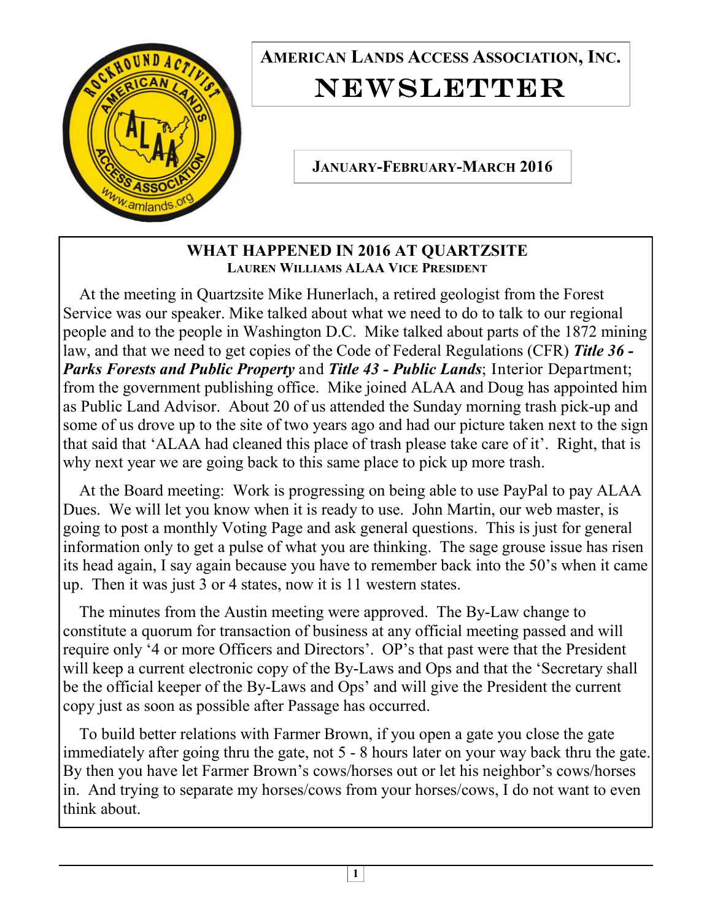# American Lands Access Association, Inc.

# NEWSLETTER

**January-February-March 2016**

## WHAT HAPPENED IN 2016 AT QUARTZSITE

**Lauren Williams ALAA Vice President**

At the meeting in Quartzsite Mike Hunerlach, a retired geologist from the Forest Service was our speaker. Mike talked about what we need to do to talk to our regional people and to the people in Washington D.C. Mike talked about parts of the 1872 mining law, and that we need to get copies of the Code of Federal Regulations (CFR) ***Title 36 - Parks Forests and Public Property*** and ***Title 43 - Public Lands***; Interior Department; from the government publishing office. Mike joined ALAA and Doug has appointed him as Public Land Advisor. About 20 of us attended the Sunday morning trash pick-up and some of us drove up to the site of two years ago and had our picture taken next to the sign that said that 'ALAA had cleaned this place of trash please take care of it'. Right, that is why next year we are going back to this same place to pick up more trash.

At the Board meeting: Work is progressing on being able to use PayPal to pay ALAA Dues. We will let you know when it is ready to use. John Martin, our web master, is going to post a monthly Voting Page and ask general questions. This is just for general information only to get a pulse of what you are thinking. The sage grouse issue has risen its head again, I say again because you have to remember back into the 50's when it came up. Then it was just 3 or 4 states, now it is 11 western states.

The minutes from the Austin meeting were approved. The By-Law change to constitute a quorum for transaction of business at any official meeting passed and will require only '4 or more Officers and Directors'. OP's that past were that the President will keep a current electronic copy of the By-Laws and Ops and that the 'Secretary shall be the official keeper of the By-Laws and Ops' and will give the President the current copy just as soon as possible after Passage has occurred.

To build better relations with Farmer Brown, if you open a gate you close the gate immediately after going thru the gate, not 5 - 8 hours later on your way back thru the gate. By then you have let Farmer Brown's cows/horses out or let his neighbor's cows/horses in. And trying to separate my horses/cows from your horses/cows, I do not want to even think about.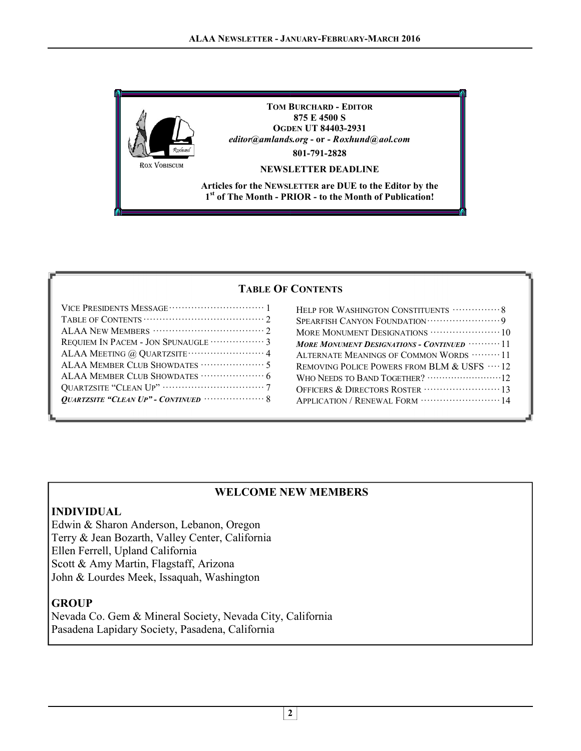**Tom Burchard - Editor**
**875 E 4500 S**
**Ogden UT 84403-2931**
*editor@amlands.org* - or - *Roxhund@aol.com*
**801-791-2828**

Rox Vobiscum

**NEWSLETTER DEADLINE**

**Articles for the Newsletter are DUE to the Editor by the 1st of The Month - PRIOR - to the Month of Publication!**

## Table Of Contents

| | |
|---|---|
| Vice Presidents Message | 1 |
| Table of Contents | 2 |
| ALAA New Members | 2 |
| Requiem In Pacem - Jon Spunaugle | 3 |
| ALAA Meeting @ Quartzsite | 4 |
| ALAA Member Club Showdates | 5 |
| ALAA Member Club Showdates | 6 |
| Quartzsite "Clean Up" | 7 |
| *Quartzsite "Clean Up" - Continued* | 8 |
| Help for Washington Constituents | 8 |
| Spearfish Canyon Foundation | 9 |
| More Monument Designations | 10 |
| *More Monument Designations - Continued* | 11 |
| Alternate Meanings of Common Words | 11 |
| Removing Police Powers from BLM & USFS | 12 |
| Who Needs to Band Together? | 12 |
| Officers & Directors Roster | 13 |
| Application / Renewal Form | 14 |

## WELCOME NEW MEMBERS

### INDIVIDUAL

Edwin & Sharon Anderson, Lebanon, Oregon
Terry & Jean Bozarth, Valley Center, California
Ellen Ferrell, Upland California
Scott & Amy Martin, Flagstaff, Arizona
John & Lourdes Meek, Issaquah, Washington

### GROUP

Nevada Co. Gem & Mineral Society, Nevada City, California
Pasadena Lapidary Society, Pasadena, California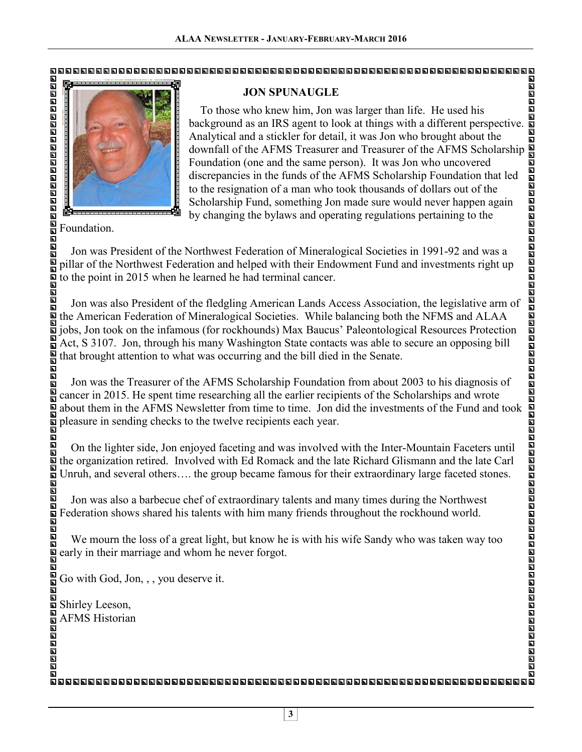## JON SPUNAUGLE

To those who knew him, Jon was larger than life. He used his background as an IRS agent to look at things with a different perspective. Analytical and a stickler for detail, it was Jon who brought about the downfall of the AFMS Treasurer and Treasurer of the AFMS Scholarship Foundation (one and the same person). It was Jon who uncovered discrepancies in the funds of the AFMS Scholarship Foundation that led to the resignation of a man who took thousands of dollars out of the Scholarship Fund, something Jon made sure would never happen again by changing the bylaws and operating regulations pertaining to the Foundation.

Jon was President of the Northwest Federation of Mineralogical Societies in 1991-92 and was a pillar of the Northwest Federation and helped with their Endowment Fund and investments right up to the point in 2015 when he learned he had terminal cancer.

Jon was also President of the fledgling American Lands Access Association, the legislative arm of the American Federation of Mineralogical Societies. While balancing both the NFMS and ALAA jobs, Jon took on the infamous (for rockhounds) Max Baucus' Paleontological Resources Protection Act, S 3107. Jon, through his many Washington State contacts was able to secure an opposing bill that brought attention to what was occurring and the bill died in the Senate.

Jon was the Treasurer of the AFMS Scholarship Foundation from about 2003 to his diagnosis of cancer in 2015. He spent time researching all the earlier recipients of the Scholarships and wrote about them in the AFMS Newsletter from time to time. Jon did the investments of the Fund and took pleasure in sending checks to the twelve recipients each year.

On the lighter side, Jon enjoyed faceting and was involved with the Inter-Mountain Faceters until the organization retired. Involved with Ed Romack and the late Richard Glismann and the late Carl Unruh, and several others…. the group became famous for their extraordinary large faceted stones.

Jon was also a barbecue chef of extraordinary talents and many times during the Northwest Federation shows shared his talents with him many friends throughout the rockhound world.

We mourn the loss of a great light, but know he is with his wife Sandy who was taken way too early in their marriage and whom he never forgot.

Go with God, Jon, , , you deserve it.

Shirley Leeson,
AFMS Historian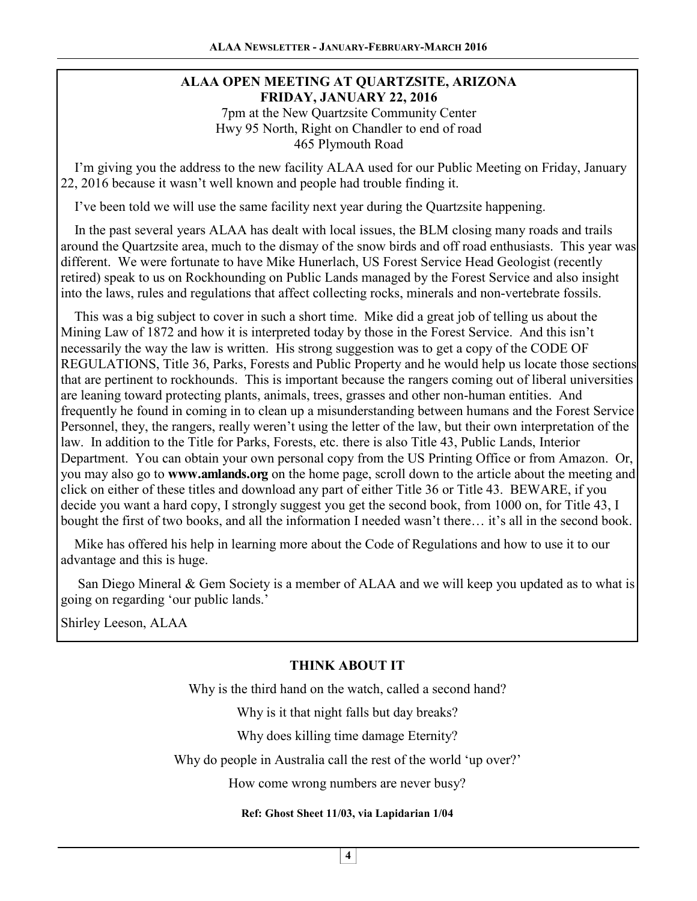## ALAA OPEN MEETING AT QUARTZSITE, ARIZONA FRIDAY, JANUARY 22, 2016

7pm at the New Quartzsite Community Center
Hwy 95 North, Right on Chandler to end of road
465 Plymouth Road

I'm giving you the address to the new facility ALAA used for our Public Meeting on Friday, January 22, 2016 because it wasn't well known and people had trouble finding it.

I've been told we will use the same facility next year during the Quartzsite happening.

In the past several years ALAA has dealt with local issues, the BLM closing many roads and trails around the Quartzsite area, much to the dismay of the snow birds and off road enthusiasts. This year was different. We were fortunate to have Mike Hunerlach, US Forest Service Head Geologist (recently retired) speak to us on Rockhounding on Public Lands managed by the Forest Service and also insight into the laws, rules and regulations that affect collecting rocks, minerals and non-vertebrate fossils.

This was a big subject to cover in such a short time. Mike did a great job of telling us about the Mining Law of 1872 and how it is interpreted today by those in the Forest Service. And this isn't necessarily the way the law is written. His strong suggestion was to get a copy of the CODE OF REGULATIONS, Title 36, Parks, Forests and Public Property and he would help us locate those sections that are pertinent to rockhounds. This is important because the rangers coming out of liberal universities are leaning toward protecting plants, animals, trees, grasses and other non-human entities. And frequently he found in coming in to clean up a misunderstanding between humans and the Forest Service Personnel, they, the rangers, really weren't using the letter of the law, but their own interpretation of the law. In addition to the Title for Parks, Forests, etc. there is also Title 43, Public Lands, Interior Department. You can obtain your own personal copy from the US Printing Office or from Amazon. Or, you may also go to **www.amlands.org** on the home page, scroll down to the article about the meeting and click on either of these titles and download any part of either Title 36 or Title 43. BEWARE, if you decide you want a hard copy, I strongly suggest you get the second book, from 1000 on, for Title 43, I bought the first of two books, and all the information I needed wasn't there… it's all in the second book.

Mike has offered his help in learning more about the Code of Regulations and how to use it to our advantage and this is huge.

San Diego Mineral & Gem Society is a member of ALAA and we will keep you updated as to what is going on regarding 'our public lands.'

Shirley Leeson, ALAA

## THINK ABOUT IT

Why is the third hand on the watch, called a second hand?

Why is it that night falls but day breaks?

Why does killing time damage Eternity?

Why do people in Australia call the rest of the world 'up over?'

How come wrong numbers are never busy?

**Ref: Ghost Sheet 11/03, via Lapidarian 1/04**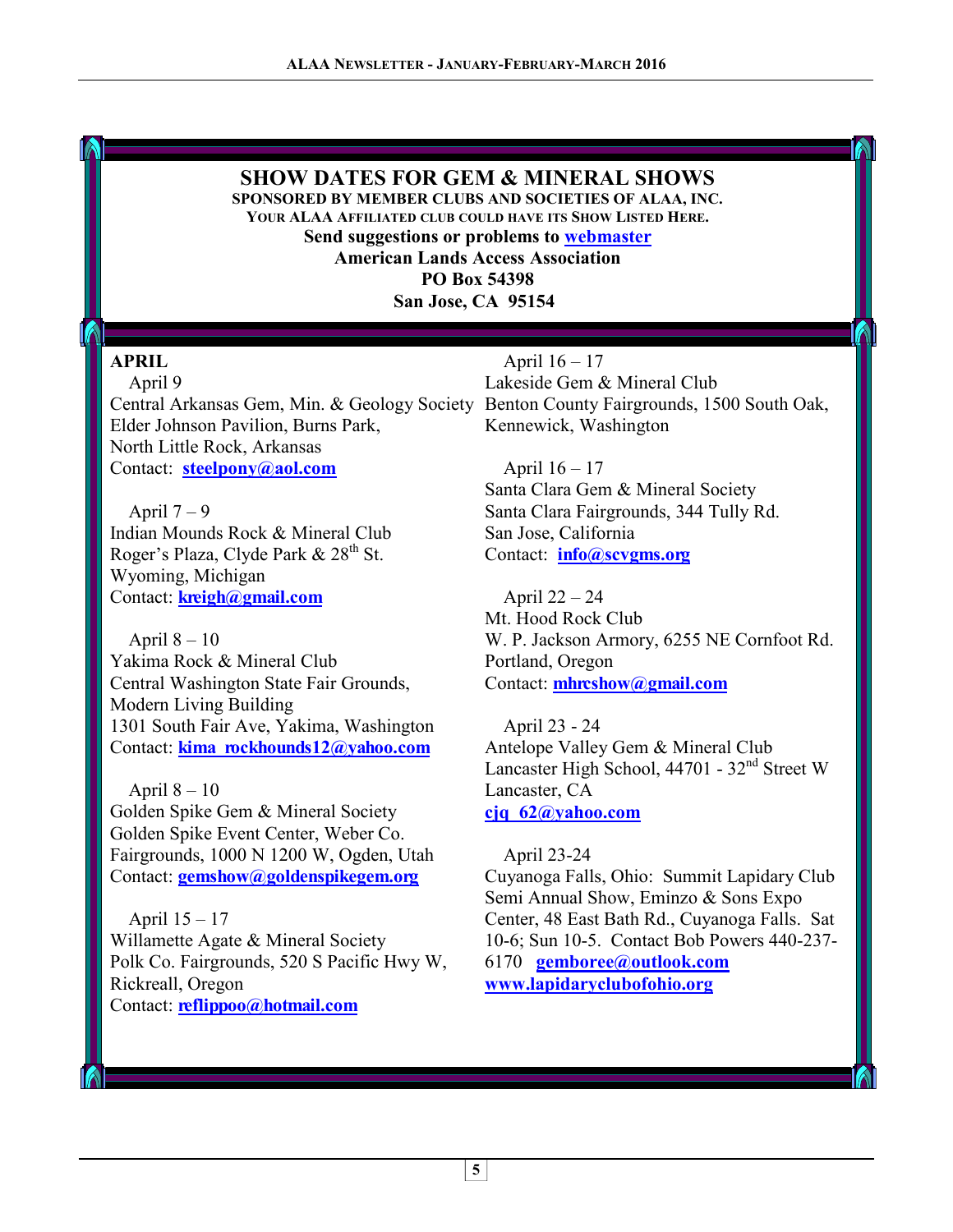## SHOW DATES FOR GEM & MINERAL SHOWS

**SPONSORED BY MEMBER CLUBS AND SOCIETIES OF ALAA, INC.**

**YOUR ALAA AFFILIATED CLUB COULD HAVE ITS SHOW LISTED HERE.**

**Send suggestions or problems to webmaster**

**American Lands Access Association**

**PO Box 54398**

**San Jose, CA 95154**

**APRIL**

April 9
Central Arkansas Gem, Min. & Geology Society
Elder Johnson Pavilion, Burns Park,
North Little Rock, Arkansas
Contact: **steelpony@aol.com**

April 7 – 9
Indian Mounds Rock & Mineral Club
Roger's Plaza, Clyde Park & 28th St.
Wyoming, Michigan
Contact: **kreigh@gmail.com**

April 8 – 10
Yakima Rock & Mineral Club
Central Washington State Fair Grounds,
Modern Living Building
1301 South Fair Ave, Yakima, Washington
Contact: **kima_rockhounds12@yahoo.com**

April 8 – 10
Golden Spike Gem & Mineral Society
Golden Spike Event Center, Weber Co.
Fairgrounds, 1000 N 1200 W, Ogden, Utah
Contact: **gemshow@goldenspikegem.org**

April 15 – 17
Willamette Agate & Mineral Society
Polk Co. Fairgrounds, 520 S Pacific Hwy W,
Rickreall, Oregon
Contact: **reflippoo@hotmail.com**

April 16 – 17
Lakeside Gem & Mineral Club
Benton County Fairgrounds, 1500 South Oak,
Kennewick, Washington

April 16 – 17
Santa Clara Gem & Mineral Society
Santa Clara Fairgrounds, 344 Tully Rd.
San Jose, California
Contact: **info@scvgms.org**

April 22 – 24
Mt. Hood Rock Club
W. P. Jackson Armory, 6255 NE Cornfoot Rd.
Portland, Oregon
Contact: **mhrcshow@gmail.com**

April 23 - 24
Antelope Valley Gem & Mineral Club
Lancaster High School, 44701 - 32nd Street W
Lancaster, CA
**cjq_62@yahoo.com**

April 23-24
Cuyanoga Falls, Ohio: Summit Lapidary Club
Semi Annual Show, Eminzo & Sons Expo
Center, 48 East Bath Rd., Cuyanoga Falls. Sat
10-6; Sun 10-5. Contact Bob Powers 440-237-
6170 **gemboree@outlook.com**
**www.lapidaryclubofohio.org**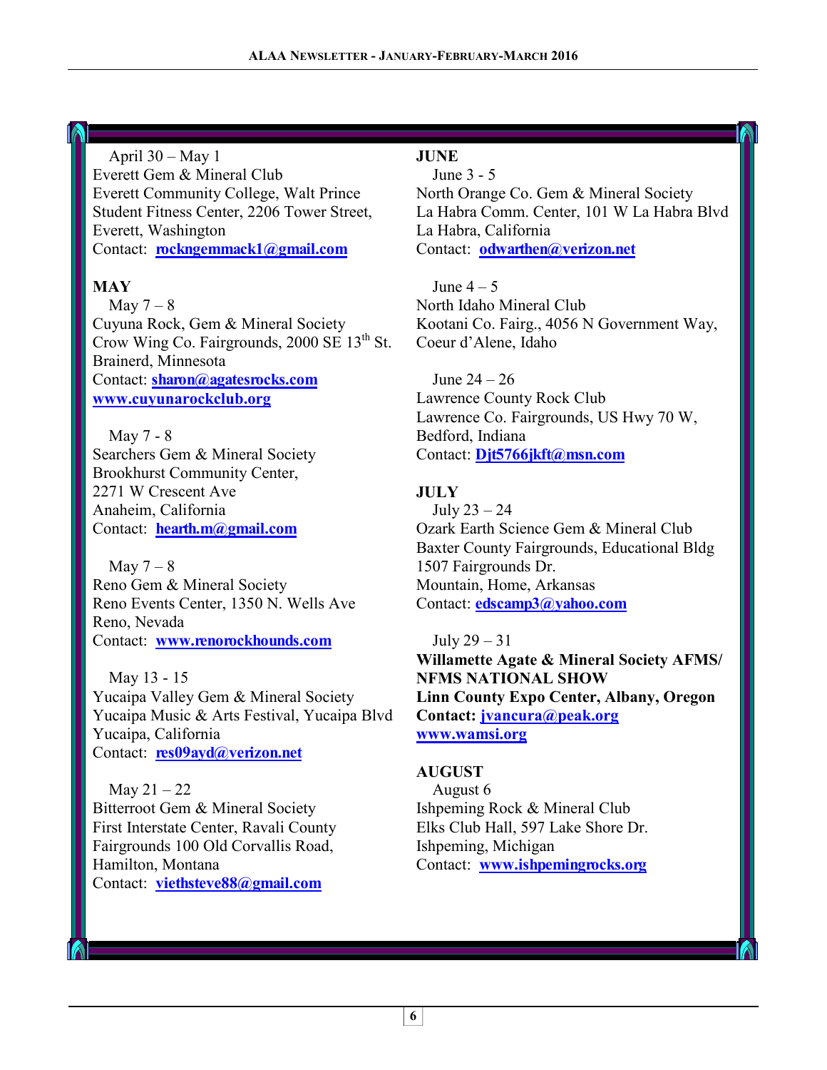April 30 – May 1
Everett Gem & Mineral Club
Everett Community College, Walt Prince Student Fitness Center, 2206 Tower Street, Everett, Washington
Contact: **rockngemmack1@gmail.com**

**MAY**

May 7 – 8
Cuyuna Rock, Gem & Mineral Society
Crow Wing Co. Fairgrounds, 2000 SE 13th St.
Brainerd, Minnesota
Contact: **sharon@agatesrocks.com**
**www.cuyunarockclub.org**

May 7 - 8
Searchers Gem & Mineral Society
Brookhurst Community Center,
2271 W Crescent Ave
Anaheim, California
Contact: **hearth.m@gmail.com**

May 7 – 8
Reno Gem & Mineral Society
Reno Events Center, 1350 N. Wells Ave
Reno, Nevada
Contact: **www.renorockhounds.com**

May 13 - 15
Yucaipa Valley Gem & Mineral Society
Yucaipa Music & Arts Festival, Yucaipa Blvd
Yucaipa, California
Contact: **res09ayd@verizon.net**

May 21 – 22
Bitterroot Gem & Mineral Society
First Interstate Center, Ravali County Fairgrounds 100 Old Corvallis Road, Hamilton, Montana
Contact: **viethsteve88@gmail.com**

**JUNE**

June 3 - 5
North Orange Co. Gem & Mineral Society
La Habra Comm. Center, 101 W La Habra Blvd
La Habra, California
Contact: **odwarthen@verizon.net**

June 4 – 5
North Idaho Mineral Club
Kootani Co. Fairg., 4056 N Government Way, Coeur d'Alene, Idaho

June 24 – 26
Lawrence County Rock Club
Lawrence Co. Fairgrounds, US Hwy 70 W, Bedford, Indiana
Contact: **Djt5766jkft@msn.com**

**JULY**

July 23 – 24
Ozark Earth Science Gem & Mineral Club
Baxter County Fairgrounds, Educational Bldg
1507 Fairgrounds Dr.
Mountain, Home, Arkansas
Contact: **edscamp3@yahoo.com**

July 29 – 31
**Willamette Agate & Mineral Society AFMS/ NFMS NATIONAL SHOW**
**Linn County Expo Center, Albany, Oregon**
**Contact: jvancura@peak.org**
**www.wamsi.org**

**AUGUST**

August 6
Ishpeming Rock & Mineral Club
Elks Club Hall, 597 Lake Shore Dr.
Ishpeming, Michigan
Contact: **www.ishpemingrocks.org**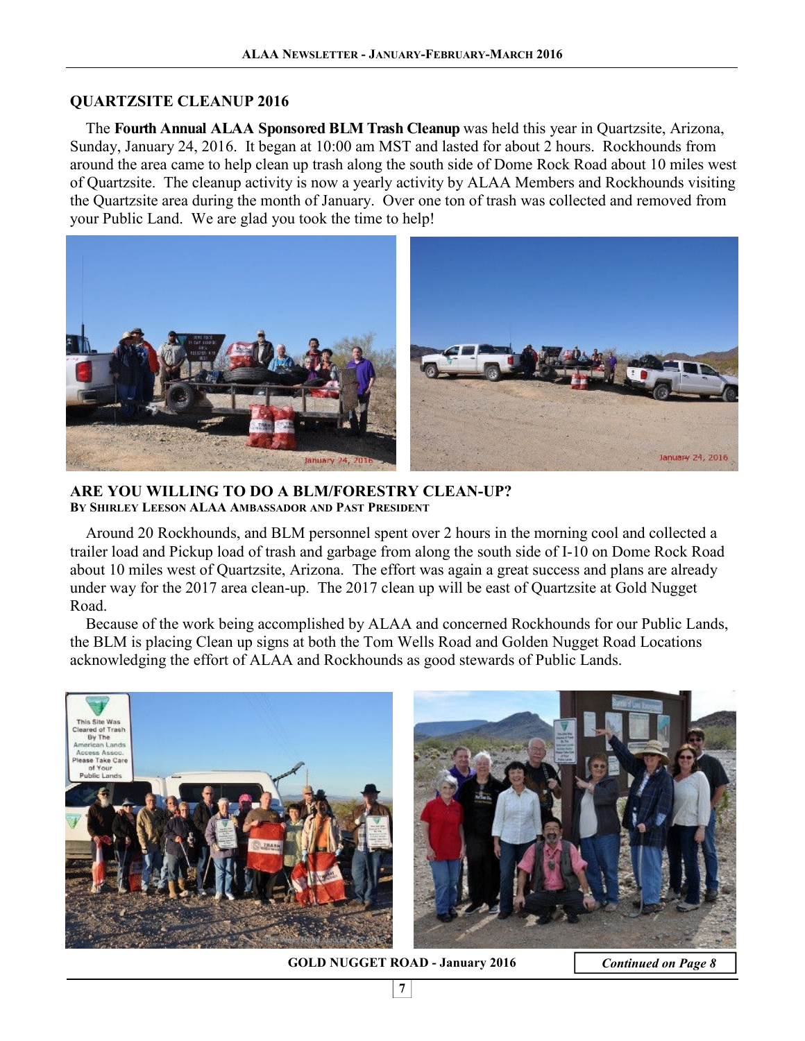## QUARTZSITE CLEANUP 2016

The **Fourth Annual ALAA Sponsored BLM Trash Cleanup** was held this year in Quartzsite, Arizona, Sunday, January 24, 2016. It began at 10:00 am MST and lasted for about 2 hours. Rockhounds from around the area came to help clean up trash along the south side of Dome Rock Road about 10 miles west of Quartzsite. The cleanup activity is now a yearly activity by ALAA Members and Rockhounds visiting the Quartzsite area during the month of January. Over one ton of trash was collected and removed from your Public Land. We are glad you took the time to help!

## ARE YOU WILLING TO DO A BLM/FORESTRY CLEAN-UP?

**BY SHIRLEY LEESON ALAA AMBASSADOR AND PAST PRESIDENT**

Around 20 Rockhounds, and BLM personnel spent over 2 hours in the morning cool and collected a trailer load and Pickup load of trash and garbage from along the south side of I-10 on Dome Rock Road about 10 miles west of Quartzsite, Arizona. The effort was again a great success and plans are already under way for the 2017 area clean-up. The 2017 clean up will be east of Quartzsite at Gold Nugget Road.

Because of the work being accomplished by ALAA and concerned Rockhounds for our Public Lands, the BLM is placing Clean up signs at both the Tom Wells Road and Golden Nugget Road Locations acknowledging the effort of ALAA and Rockhounds as good stewards of Public Lands.

**GOLD NUGGET ROAD - January 2016**

***Continued on Page 8***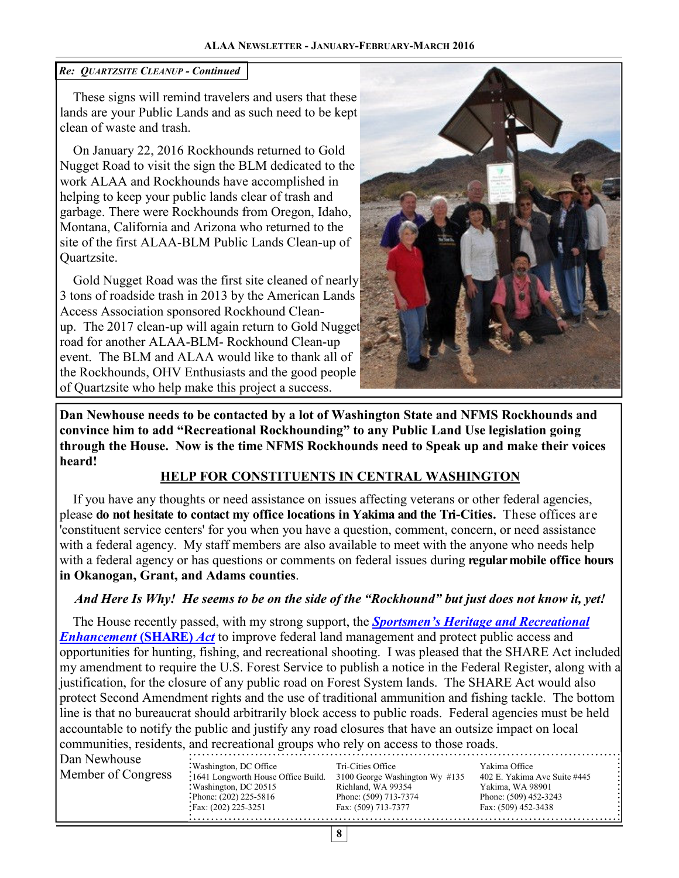*Re: Quartzsite Cleanup - Continued*

These signs will remind travelers and users that these lands are your Public Lands and as such need to be kept clean of waste and trash.

On January 22, 2016 Rockhounds returned to Gold Nugget Road to visit the sign the BLM dedicated to the work ALAA and Rockhounds have accomplished in helping to keep your public lands clear of trash and garbage. There were Rockhounds from Oregon, Idaho, Montana, California and Arizona who returned to the site of the first ALAA-BLM Public Lands Clean-up of Quartzsite.

Gold Nugget Road was the first site cleaned of nearly 3 tons of roadside trash in 2013 by the American Lands Access Association sponsored Rockhound Clean-up. The 2017 clean-up will again return to Gold Nugget road for another ALAA-BLM- Rockhound Clean-up event. The BLM and ALAA would like to thank all of the Rockhounds, OHV Enthusiasts and the good people of Quartzsite who help make this project a success.

**Dan Newhouse needs to be contacted by a lot of Washington State and NFMS Rockhounds and convince him to add "Recreational Rockhounding" to any Public Land Use legislation going through the House. Now is the time NFMS Rockhounds need to Speak up and make their voices heard!**

## HELP FOR CONSTITUENTS IN CENTRAL WASHINGTON

If you have any thoughts or need assistance on issues affecting veterans or other federal agencies, please **do not hesitate to contact my office locations in Yakima and the Tri-Cities.** These offices are 'constituent service centers' for you when you have a question, comment, concern, or need assistance with a federal agency. My staff members are also available to meet with the anyone who needs help with a federal agency or has questions or comments on federal issues during **regular mobile office hours in Okanogan, Grant, and Adams counties**.

***And Here Is Why! He seems to be on the side of the "Rockhound" but just does not know it, yet!***

The House recently passed, with my strong support, the ***Sportsmen's Heritage and Recreational Enhancement* (SHARE) *Act*** to improve federal land management and protect public access and opportunities for hunting, fishing, and recreational shooting. I was pleased that the SHARE Act included my amendment to require the U.S. Forest Service to publish a notice in the Federal Register, along with a justification, for the closure of any public road on Forest System lands. The SHARE Act would also protect Second Amendment rights and the use of traditional ammunition and fishing tackle. The bottom line is that no bureaucrat should arbitrarily block access to public roads. Federal agencies must be held accountable to notify the public and justify any road closures that have an outsize impact on local communities, residents, and recreational groups who rely on access to those roads.

Dan Newhouse
Member of Congress

| Washington, DC Office | Tri-Cities Office | Yakima Office |
|---|---|---|
| 1641 Longworth House Office Build. | 3100 George Washington Wy #135 | 402 E. Yakima Ave Suite #445 |
| Washington, DC 20515 | Richland, WA 99354 | Yakima, WA 98901 |
| Phone: (202) 225-5816 | Phone: (509) 713-7374 | Phone: (509) 452-3243 |
| Fax: (202) 225-3251 | Fax: (509) 713-7377 | Fax: (509) 452-3438 |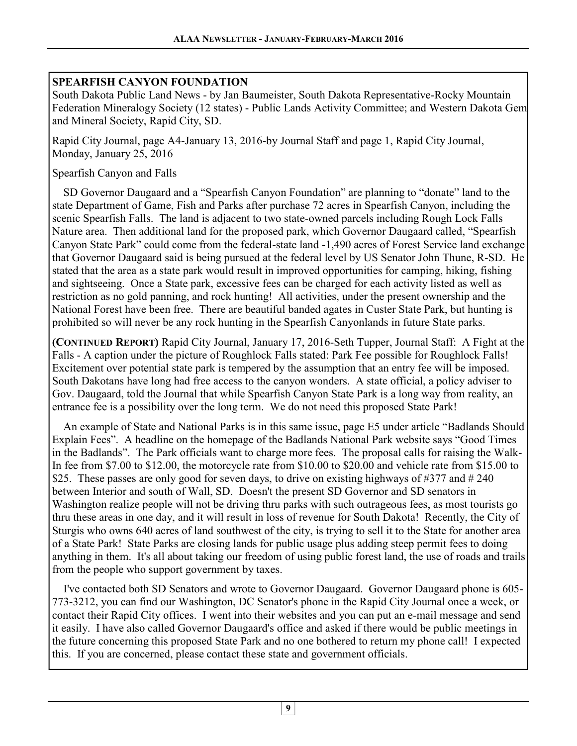## SPEARFISH CANYON FOUNDATION

South Dakota Public Land News - by Jan Baumeister, South Dakota Representative-Rocky Mountain Federation Mineralogy Society (12 states) - Public Lands Activity Committee; and Western Dakota Gem and Mineral Society, Rapid City, SD.

Rapid City Journal, page A4-January 13, 2016-by Journal Staff and page 1, Rapid City Journal, Monday, January 25, 2016

Spearfish Canyon and Falls

SD Governor Daugaard and a "Spearfish Canyon Foundation" are planning to "donate" land to the state Department of Game, Fish and Parks after purchase 72 acres in Spearfish Canyon, including the scenic Spearfish Falls. The land is adjacent to two state-owned parcels including Rough Lock Falls Nature area. Then additional land for the proposed park, which Governor Daugaard called, "Spearfish Canyon State Park" could come from the federal-state land -1,490 acres of Forest Service land exchange that Governor Daugaard said is being pursued at the federal level by US Senator John Thune, R-SD. He stated that the area as a state park would result in improved opportunities for camping, hiking, fishing and sightseeing. Once a State park, excessive fees can be charged for each activity listed as well as restriction as no gold panning, and rock hunting! All activities, under the present ownership and the National Forest have been free. There are beautiful banded agates in Custer State Park, but hunting is prohibited so will never be any rock hunting in the Spearfish Canyonlands in future State parks.

**(CONTINUED REPORT)** Rapid City Journal, January 17, 2016-Seth Tupper, Journal Staff: A Fight at the Falls - A caption under the picture of Roughlock Falls stated: Park Fee possible for Roughlock Falls! Excitement over potential state park is tempered by the assumption that an entry fee will be imposed. South Dakotans have long had free access to the canyon wonders. A state official, a policy adviser to Gov. Daugaard, told the Journal that while Spearfish Canyon State Park is a long way from reality, an entrance fee is a possibility over the long term. We do not need this proposed State Park!

An example of State and National Parks is in this same issue, page E5 under article "Badlands Should Explain Fees". A headline on the homepage of the Badlands National Park website says "Good Times in the Badlands". The Park officials want to charge more fees. The proposal calls for raising the Walk-In fee from $7.00 to $12.00, the motorcycle rate from $10.00 to $20.00 and vehicle rate from $15.00 to $25. These passes are only good for seven days, to drive on existing highways of #377 and # 240 between Interior and south of Wall, SD. Doesn't the present SD Governor and SD senators in Washington realize people will not be driving thru parks with such outrageous fees, as most tourists go thru these areas in one day, and it will result in loss of revenue for South Dakota! Recently, the City of Sturgis who owns 640 acres of land southwest of the city, is trying to sell it to the State for another area of a State Park! State Parks are closing lands for public usage plus adding steep permit fees to doing anything in them. It's all about taking our freedom of using public forest land, the use of roads and trails from the people who support government by taxes.

I've contacted both SD Senators and wrote to Governor Daugaard. Governor Daugaard phone is 605-773-3212, you can find our Washington, DC Senator's phone in the Rapid City Journal once a week, or contact their Rapid City offices. I went into their websites and you can put an e-mail message and send it easily. I have also called Governor Daugaard's office and asked if there would be public meetings in the future concerning this proposed State Park and no one bothered to return my phone call! I expected this. If you are concerned, please contact these state and government officials.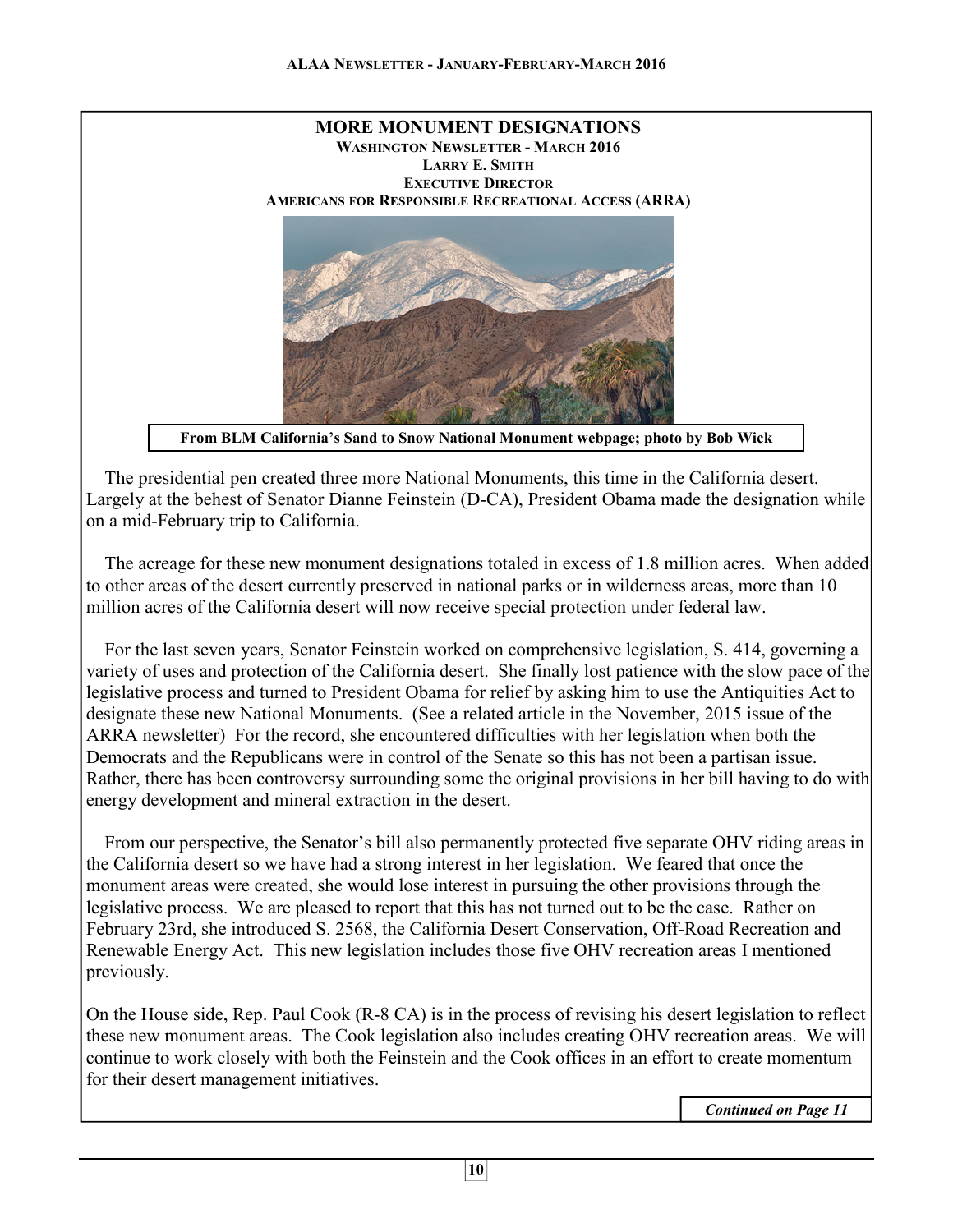## MORE MONUMENT DESIGNATIONS

**WASHINGTON NEWSLETTER - MARCH 2016**
**LARRY E. SMITH**
**EXECUTIVE DIRECTOR**
**AMERICANS FOR RESPONSIBLE RECREATIONAL ACCESS (ARRA)**

**From BLM California's Sand to Snow National Monument webpage; photo by Bob Wick**

The presidential pen created three more National Monuments, this time in the California desert. Largely at the behest of Senator Dianne Feinstein (D-CA), President Obama made the designation while on a mid-February trip to California.

The acreage for these new monument designations totaled in excess of 1.8 million acres. When added to other areas of the desert currently preserved in national parks or in wilderness areas, more than 10 million acres of the California desert will now receive special protection under federal law.

For the last seven years, Senator Feinstein worked on comprehensive legislation, S. 414, governing a variety of uses and protection of the California desert. She finally lost patience with the slow pace of the legislative process and turned to President Obama for relief by asking him to use the Antiquities Act to designate these new National Monuments. (See a related article in the November, 2015 issue of the ARRA newsletter) For the record, she encountered difficulties with her legislation when both the Democrats and the Republicans were in control of the Senate so this has not been a partisan issue. Rather, there has been controversy surrounding some the original provisions in her bill having to do with energy development and mineral extraction in the desert.

From our perspective, the Senator's bill also permanently protected five separate OHV riding areas in the California desert so we have had a strong interest in her legislation. We feared that once the monument areas were created, she would lose interest in pursuing the other provisions through the legislative process. We are pleased to report that this has not turned out to be the case. Rather on February 23rd, she introduced S. 2568, the California Desert Conservation, Off-Road Recreation and Renewable Energy Act. This new legislation includes those five OHV recreation areas I mentioned previously.

On the House side, Rep. Paul Cook (R-8 CA) is in the process of revising his desert legislation to reflect these new monument areas. The Cook legislation also includes creating OHV recreation areas. We will continue to work closely with both the Feinstein and the Cook offices in an effort to create momentum for their desert management initiatives.

***Continued on Page 11***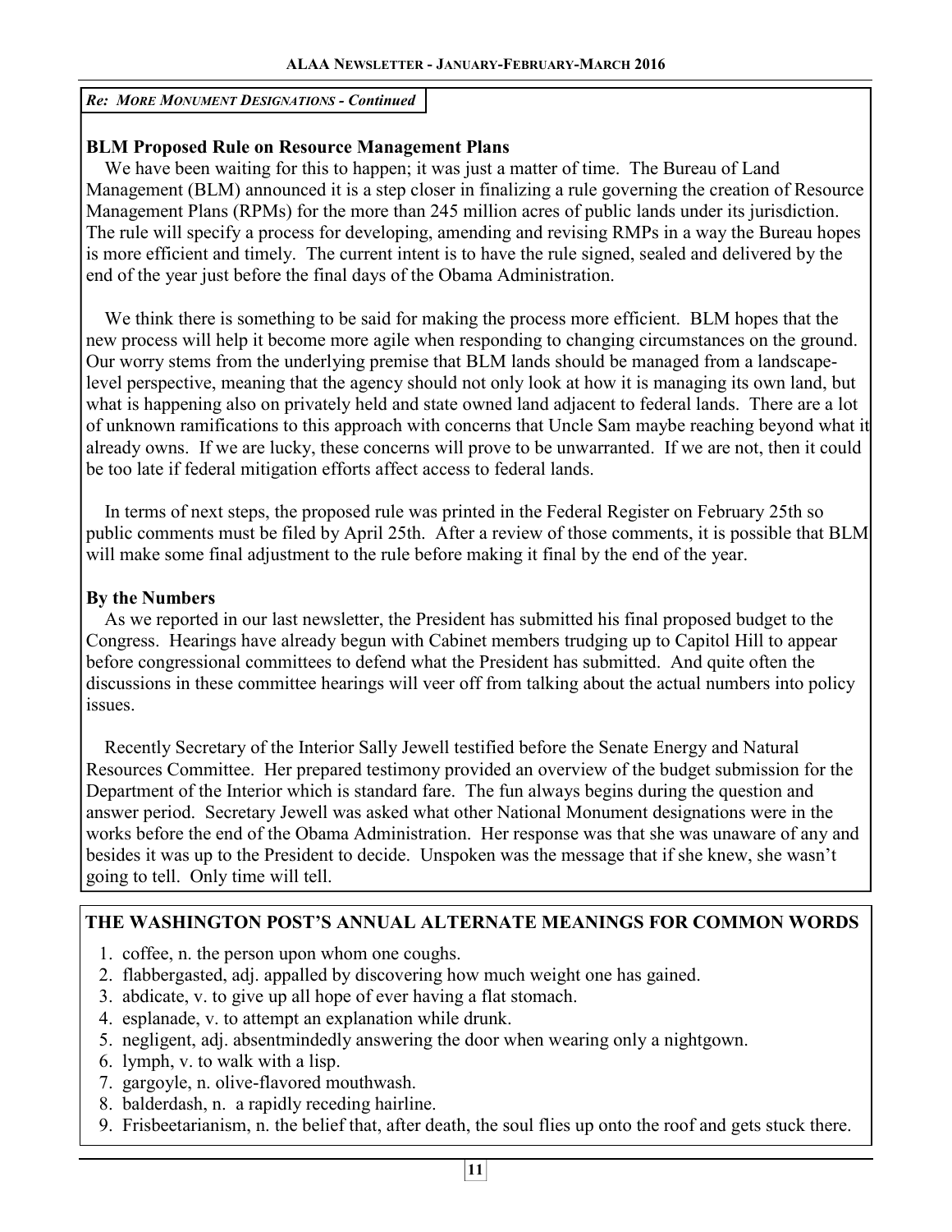*Re: MORE MONUMENT DESIGNATIONS - Continued*

**BLM Proposed Rule on Resource Management Plans**

We have been waiting for this to happen; it was just a matter of time. The Bureau of Land Management (BLM) announced it is a step closer in finalizing a rule governing the creation of Resource Management Plans (RPMs) for the more than 245 million acres of public lands under its jurisdiction. The rule will specify a process for developing, amending and revising RMPs in a way the Bureau hopes is more efficient and timely. The current intent is to have the rule signed, sealed and delivered by the end of the year just before the final days of the Obama Administration.

We think there is something to be said for making the process more efficient. BLM hopes that the new process will help it become more agile when responding to changing circumstances on the ground. Our worry stems from the underlying premise that BLM lands should be managed from a landscape-level perspective, meaning that the agency should not only look at how it is managing its own land, but what is happening also on privately held and state owned land adjacent to federal lands. There are a lot of unknown ramifications to this approach with concerns that Uncle Sam maybe reaching beyond what it already owns. If we are lucky, these concerns will prove to be unwarranted. If we are not, then it could be too late if federal mitigation efforts affect access to federal lands.

In terms of next steps, the proposed rule was printed in the Federal Register on February 25th so public comments must be filed by April 25th. After a review of those comments, it is possible that BLM will make some final adjustment to the rule before making it final by the end of the year.

**By the Numbers**

As we reported in our last newsletter, the President has submitted his final proposed budget to the Congress. Hearings have already begun with Cabinet members trudging up to Capitol Hill to appear before congressional committees to defend what the President has submitted. And quite often the discussions in these committee hearings will veer off from talking about the actual numbers into policy issues.

Recently Secretary of the Interior Sally Jewell testified before the Senate Energy and Natural Resources Committee. Her prepared testimony provided an overview of the budget submission for the Department of the Interior which is standard fare. The fun always begins during the question and answer period. Secretary Jewell was asked what other National Monument designations were in the works before the end of the Obama Administration. Her response was that she was unaware of any and besides it was up to the President to decide. Unspoken was the message that if she knew, she wasn't going to tell. Only time will tell.

**THE WASHINGTON POST'S ANNUAL ALTERNATE MEANINGS FOR COMMON WORDS**

1. coffee, n. the person upon whom one coughs.
2. flabbergasted, adj. appalled by discovering how much weight one has gained.
3. abdicate, v. to give up all hope of ever having a flat stomach.
4. esplanade, v. to attempt an explanation while drunk.
5. negligent, adj. absentmindedly answering the door when wearing only a nightgown.
6. lymph, v. to walk with a lisp.
7. gargoyle, n. olive-flavored mouthwash.
8. balderdash, n. a rapidly receding hairline.
9. Frisbeetarianism, n. the belief that, after death, the soul flies up onto the roof and gets stuck there.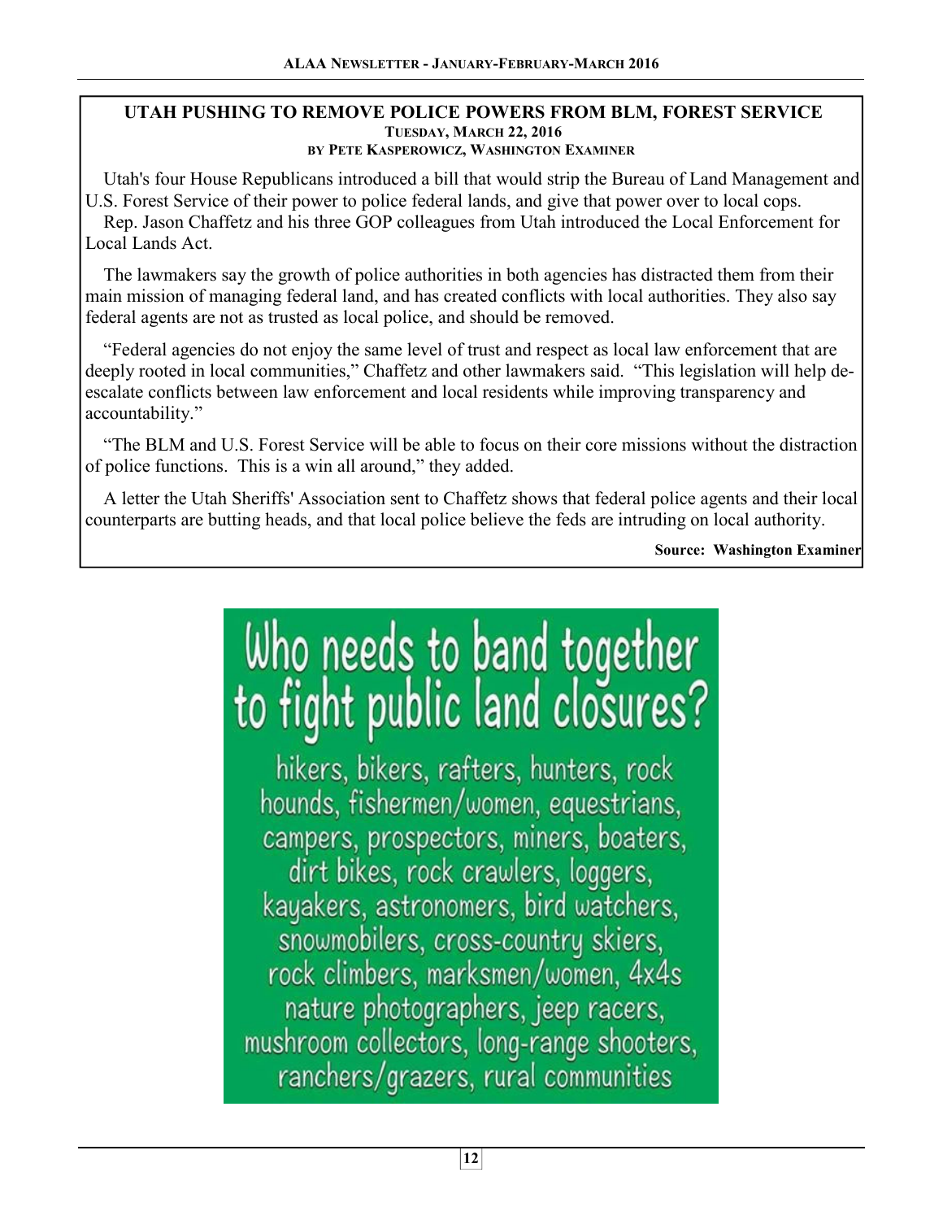## UTAH PUSHING TO REMOVE POLICE POWERS FROM BLM, FOREST SERVICE

**TUESDAY, MARCH 22, 2016**

**BY PETE KASPEROWICZ, WASHINGTON EXAMINER**

Utah's four House Republicans introduced a bill that would strip the Bureau of Land Management and U.S. Forest Service of their power to police federal lands, and give that power over to local cops.

Rep. Jason Chaffetz and his three GOP colleagues from Utah introduced the Local Enforcement for Local Lands Act.

The lawmakers say the growth of police authorities in both agencies has distracted them from their main mission of managing federal land, and has created conflicts with local authorities. They also say federal agents are not as trusted as local police, and should be removed.

"Federal agencies do not enjoy the same level of trust and respect as local law enforcement that are deeply rooted in local communities," Chaffetz and other lawmakers said. "This legislation will help de-escalate conflicts between law enforcement and local residents while improving transparency and accountability."

"The BLM and U.S. Forest Service will be able to focus on their core missions without the distraction of police functions. This is a win all around," they added.

A letter the Utah Sheriffs' Association sent to Chaffetz shows that federal police agents and their local counterparts are butting heads, and that local police believe the feds are intruding on local authority.

**Source: Washington Examiner**

# Who needs to band together to fight public land closures?

hikers, bikers, rafters, hunters, rock hounds, fishermen/women, equestrians, campers, prospectors, miners, boaters, dirt bikes, rock crawlers, loggers, kayakers, astronomers, bird watchers, snowmobilers, cross-country skiers, rock climbers, marksmen/women, 4x4s nature photographers, jeep racers, mushroom collectors, long-range shooters, ranchers/grazers, rural communities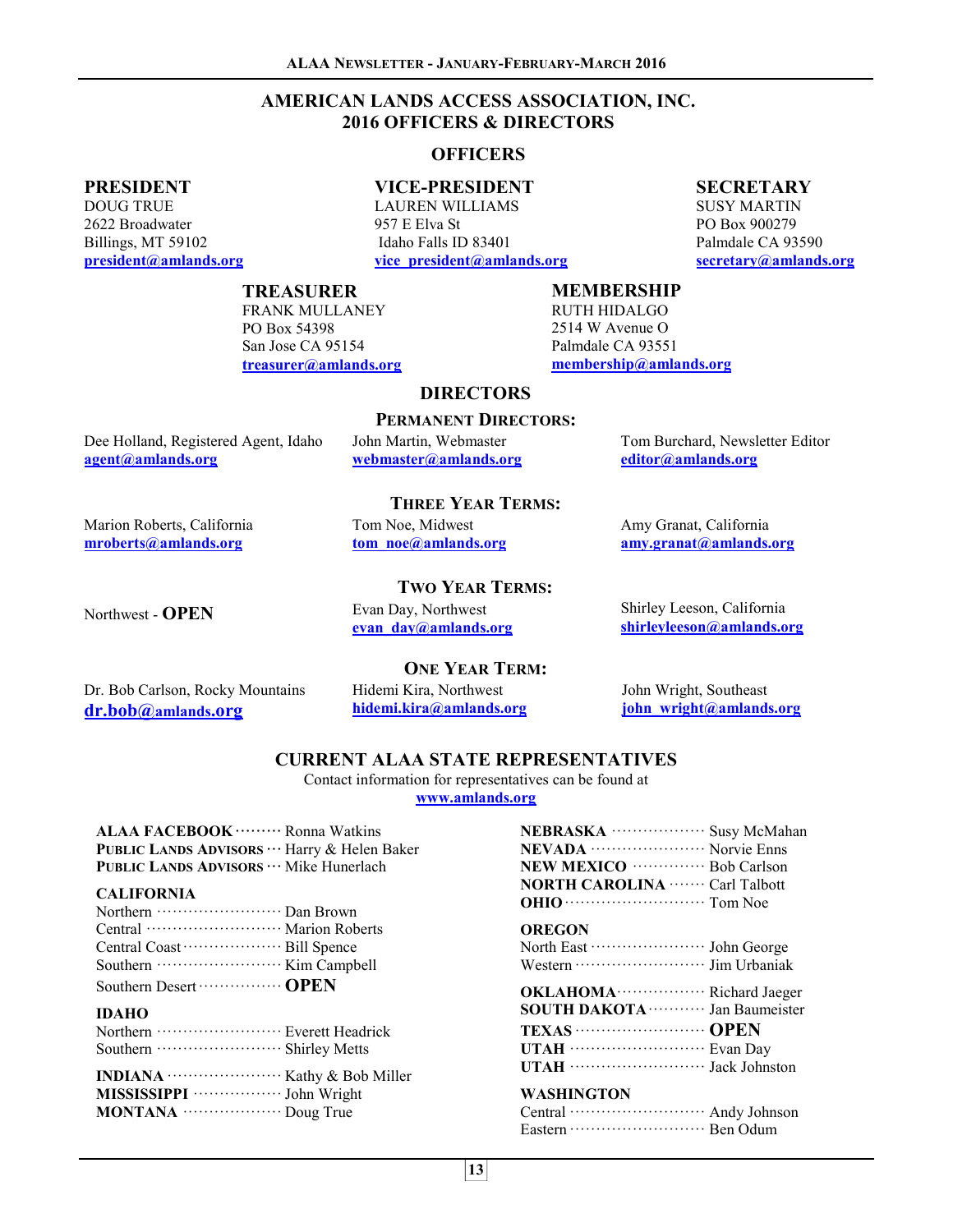# AMERICAN LANDS ACCESS ASSOCIATION, INC.
# 2016 OFFICERS & DIRECTORS

## OFFICERS

**PRESIDENT**
DOUG TRUE
2622 Broadway
Billings, MT 59102
**president@amlands.org**

**VICE-PRESIDENT**
LAUREN WILLIAMS
957 E Elva St
Idaho Falls ID 83401
**vice_president@amlands.org**

**SECRETARY**
SUSY MARTIN
PO Box 900279
Palmdale CA 93590
**secretary@amlands.org**

**TREASURER**
FRANK MULLANEY
PO Box 54398
San Jose CA 95154
**treasurer@amlands.org**

**MEMBERSHIP**
RUTH HIDALGO
2514 W Avenue O
Palmdale CA 93551
**membership@amlands.org**

## DIRECTORS

### PERMANENT DIRECTORS:

Dee Holland, Registered Agent, Idaho
**agent@amlands.org**

John Martin, Webmaster
**webmaster@amlands.org**

Tom Burchard, Newsletter Editor
**editor@amlands.org**

### THREE YEAR TERMS:

Marion Roberts, California
**mroberts@amlands.org**

Tom Noe, Midwest
**tom_noe@amlands.org**

Amy Granat, California
**amy.granat@amlands.org**

### TWO YEAR TERMS:

Northwest - **OPEN**

Evan Day, Northwest
**evan_day@amlands.org**

Shirley Leeson, California
**shirleyleeson@amlands.org**

### ONE YEAR TERM:

Dr. Bob Carlson, Rocky Mountains
**dr.bob@amlands.org**

Hidemi Kira, Northwest
**hidemi.kira@amlands.org**

John Wright, Southeast
**john_wright@amlands.org**

## CURRENT ALAA STATE REPRESENTATIVES

Contact information for representatives can be found at
**www.amlands.org**

**ALAA FACEBOOK** ········· Ronna Watkins
**PUBLIC LANDS ADVISORS** ··· Harry & Helen Baker
**PUBLIC LANDS ADVISORS** ··· Mike Hunerlach

**CALIFORNIA**
Northern ························ Dan Brown
Central ·························· Marion Roberts
Central Coast ··················· Bill Spence
Southern ························ Kim Campbell
Southern Desert ················ **OPEN**

**IDAHO**
Northern ························ Everett Headrick
Southern ························ Shirley Metts

**INDIANA** ······················ Kathy & Bob Miller
**MISSISSIPPI** ················· John Wright
**MONTANA** ··················· Doug True

**NEBRASKA** ·················· Susy McMahan
**NEVADA** ······················ Norvie Enns
**NEW MEXICO** ·············· Bob Carlson
**NORTH CAROLINA** ······· Carl Talbott
**OHIO** ··························· Tom Noe

**OREGON**
North East ······················ John George
Western ·························· Jim Urbaniak

**OKLAHOMA** ················· Richard Jaeger
**SOUTH DAKOTA** ··········· Jan Baumeister
**TEXAS** ························· **OPEN**
**UTAH** ·························· Evan Day
**UTAH** ·························· Jack Johnston

**WASHINGTON**
Central ·························· Andy Johnson
Eastern ·························· Ben Odum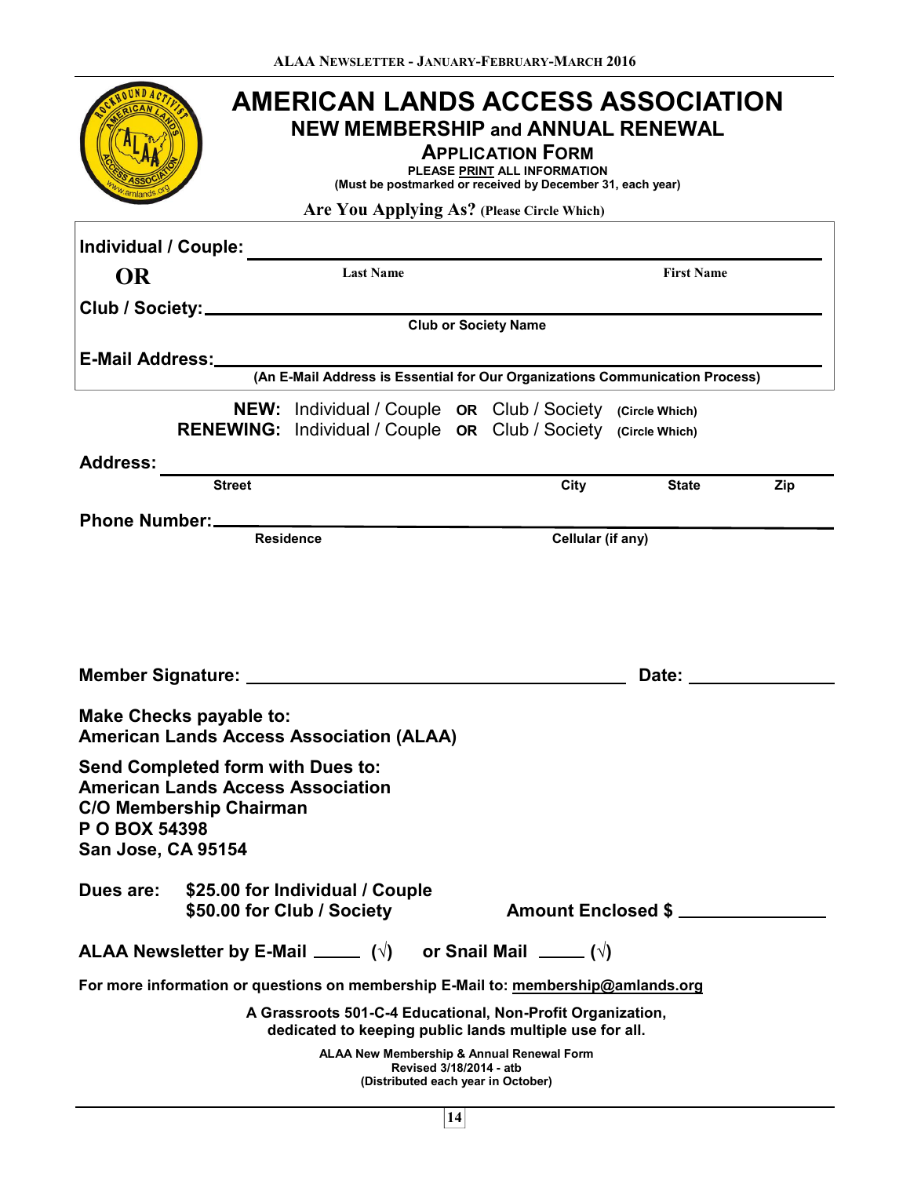# AMERICAN LANDS ACCESS ASSOCIATION

## NEW MEMBERSHIP and ANNUAL RENEWAL

### APPLICATION FORM

**PLEASE PRINT ALL INFORMATION**
**(Must be postmarked or received by December 31, each year)**

**Are You Applying As? (Please Circle Which)**

**Individual / Couple:** ______________________________________________
Last Name First Name

**OR**

**Club / Society:** ______________________________________________
Club or Society Name

**E-Mail Address:** ______________________________________________
(An E-Mail Address is Essential for Our Organizations Communication Process)

**NEW:** Individual / Couple **OR** Club / Society **(Circle Which)**
**RENEWING:** Individual / Couple **OR** Club / Society **(Circle Which)**

**Address:** ______________________________________________
Street City State Zip

**Phone Number:** ______________________________________________
Residence Cellular (if any)

**Member Signature:** ______________________________ **Date:** ______________

**Make Checks payable to:**
**American Lands Access Association (ALAA)**

**Send Completed form with Dues to:**
**American Lands Access Association**
**C/O Membership Chairman**
**P O BOX 54398**
**San Jose, CA 95154**

**Dues are: $25.00 for Individual / Couple**
**$50.00 for Club / Society**

**Amount Enclosed $** ______________

**ALAA Newsletter by E-Mail _____ (√) or Snail Mail _____ (√)**

**For more information or questions on membership E-Mail to: membership@amlands.org**

**A Grassroots 501-C-4 Educational, Non-Profit Organization, dedicated to keeping public lands multiple use for all.**

**ALAA New Membership & Annual Renewal Form**
**Revised 3/18/2014 - atb**
**(Distributed each year in October)**